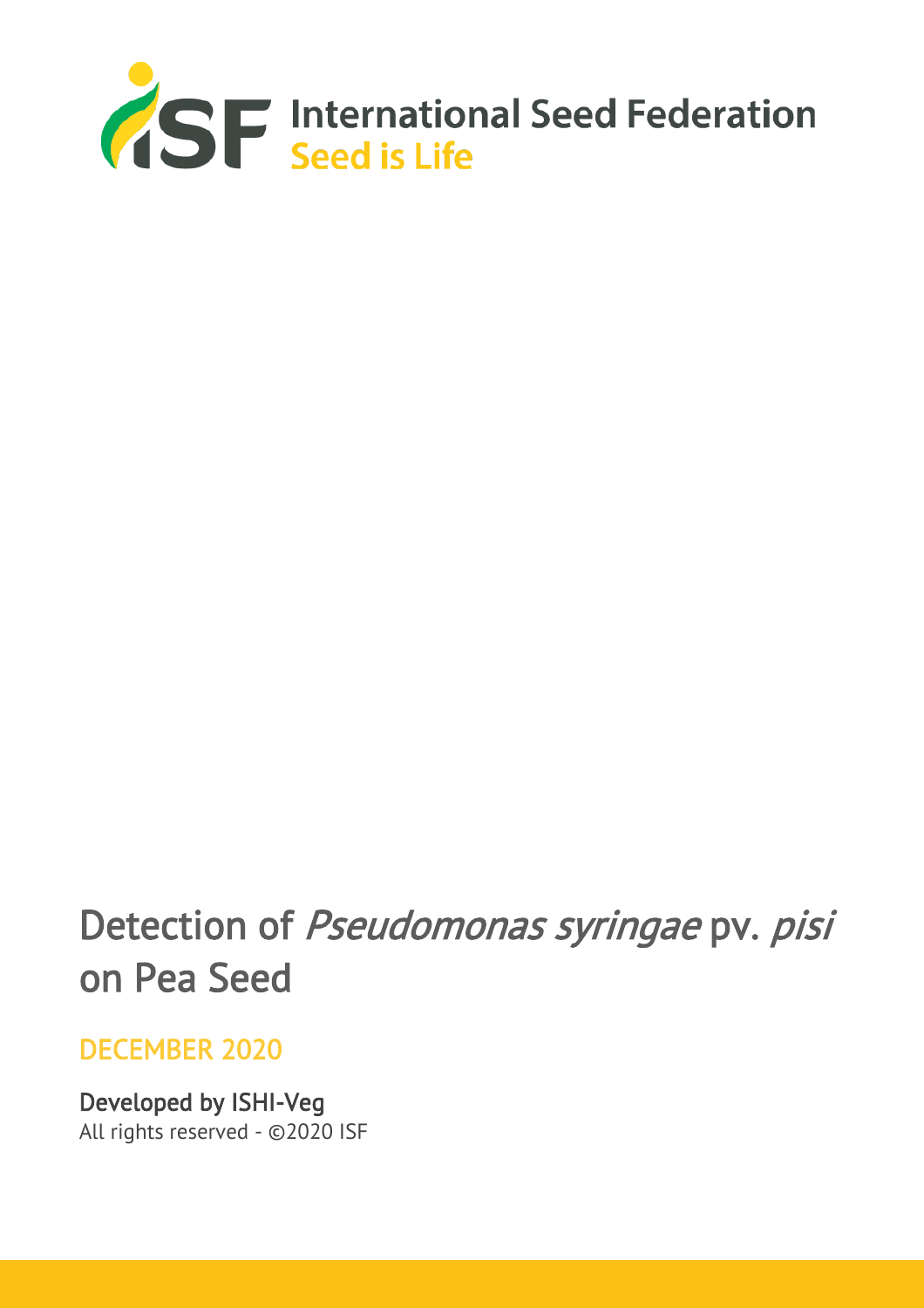International Seed Federation
Seed is Life

# Detection of *Pseudomonas syringae* pv. *pisi* on Pea Seed

DECEMBER 2020

Developed by ISHI-Veg
All rights reserved - ©2020 ISF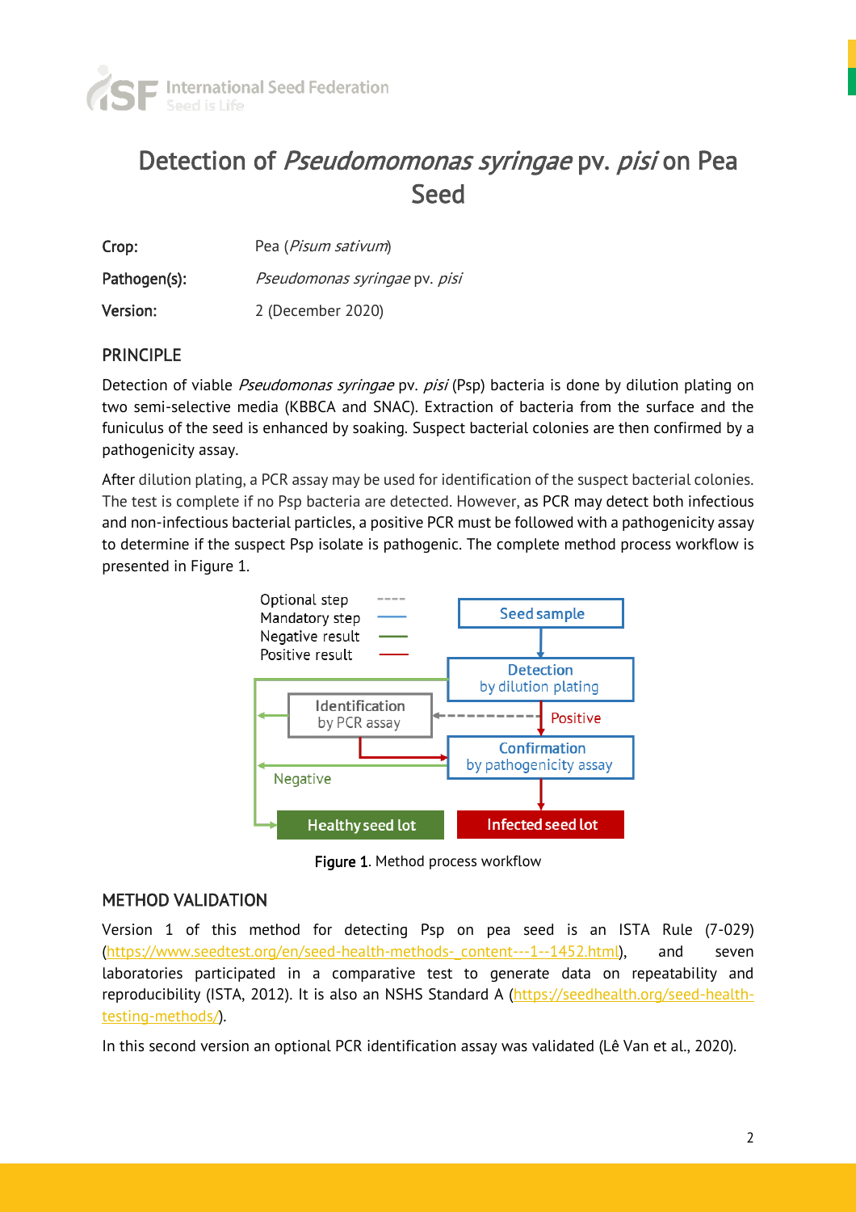# Detection of *Pseudomomonas syringae* pv. *pisi* on Pea Seed

| | |
|---|---|
| **Crop:** | Pea (*Pisum sativum*) |
| **Pathogen(s):** | *Pseudomonas syringae* pv. *pisi* |
| **Version:** | 2 (December 2020) |

## PRINCIPLE

Detection of viable *Pseudomonas syringae* pv. *pisi* (Psp) bacteria is done by dilution plating on two semi-selective media (KBBCA and SNAC). Extraction of bacteria from the surface and the funiculus of the seed is enhanced by soaking. Suspect bacterial colonies are then confirmed by a pathogenicity assay.

After dilution plating, a PCR assay may be used for identification of the suspect bacterial colonies. The test is complete if no Psp bacteria are detected. However, as PCR may detect both infectious and non-infectious bacterial particles, a positive PCR must be followed with a pathogenicity assay to determine if the suspect Psp isolate is pathogenic. The complete method process workflow is presented in Figure 1.

Optional step ----
Mandatory step
Negative result
Positive result

Seed sample

Detection by dilution plating

Identification by PCR assay

Positive

Confirmation by pathogenicity assay

Negative

Healthy seed lot

Infected seed lot

**Figure 1**. Method process workflow

## METHOD VALIDATION

Version 1 of this method for detecting Psp on pea seed is an ISTA Rule (7-029) (https://www.seedtest.org/en/seed-health-methods-_content---1--1452.html), and seven laboratories participated in a comparative test to generate data on repeatability and reproducibility (ISTA, 2012). It is also an NSHS Standard A (https://seedhealth.org/seed-health-testing-methods/).

In this second version an optional PCR identification assay was validated (Lê Van et al., 2020).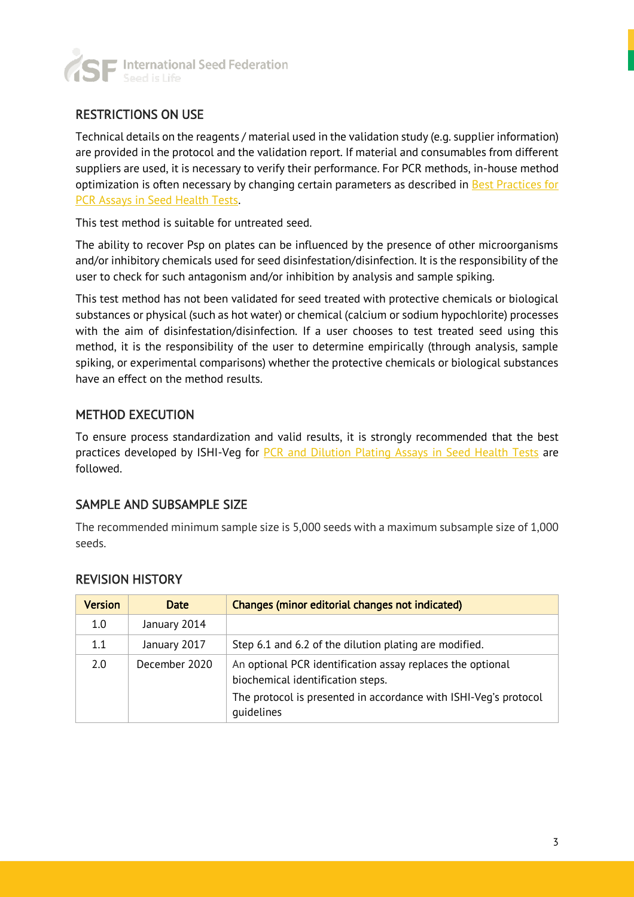## RESTRICTIONS ON USE

Technical details on the reagents / material used in the validation study (e.g. supplier information) are provided in the protocol and the validation report. If material and consumables from different suppliers are used, it is necessary to verify their performance. For PCR methods, in-house method optimization is often necessary by changing certain parameters as described in Best Practices for PCR Assays in Seed Health Tests.

This test method is suitable for untreated seed.

The ability to recover Psp on plates can be influenced by the presence of other microorganisms and/or inhibitory chemicals used for seed disinfestation/disinfection. It is the responsibility of the user to check for such antagonism and/or inhibition by analysis and sample spiking.

This test method has not been validated for seed treated with protective chemicals or biological substances or physical (such as hot water) or chemical (calcium or sodium hypochlorite) processes with the aim of disinfestation/disinfection. If a user chooses to test treated seed using this method, it is the responsibility of the user to determine empirically (through analysis, sample spiking, or experimental comparisons) whether the protective chemicals or biological substances have an effect on the method results.

## METHOD EXECUTION

To ensure process standardization and valid results, it is strongly recommended that the best practices developed by ISHI-Veg for PCR and Dilution Plating Assays in Seed Health Tests are followed.

## SAMPLE AND SUBSAMPLE SIZE

The recommended minimum sample size is 5,000 seeds with a maximum subsample size of 1,000 seeds.

## REVISION HISTORY

| Version | Date | Changes (minor editorial changes not indicated) |
|---|---|---|
| 1.0 | January 2014 | |
| 1.1 | January 2017 | Step 6.1 and 6.2 of the dilution plating are modified. |
| 2.0 | December 2020 | An optional PCR identification assay replaces the optional biochemical identification steps.<br>The protocol is presented in accordance with ISHI-Veg's protocol guidelines |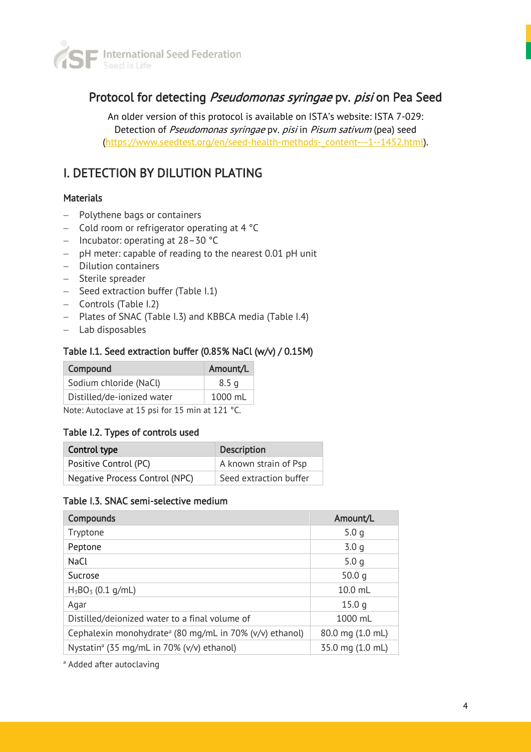# Protocol for detecting *Pseudomonas syringae* pv. *pisi* on Pea Seed

An older version of this protocol is available on ISTA's website: ISTA 7-029: Detection of *Pseudomonas syringae* pv. *pisi* in *Pisum sativum* (pea) seed (https://www.seedtest.org/en/seed-health-methods-_content---1--1452.html).

## I. DETECTION BY DILUTION PLATING

### Materials

- Polythene bags or containers
- Cold room or refrigerator operating at 4 °C
- Incubator: operating at 28 – 30 °C
- pH meter: capable of reading to the nearest 0.01 pH unit
- Dilution containers
- Sterile spreader
- Seed extraction buffer (Table I.1)
- Controls (Table I.2)
- Plates of SNAC (Table I.3) and KBBCA media (Table I.4)
- Lab disposables

### Table I.1. Seed extraction buffer (0.85% NaCl (w/v) / 0.15M)

| Compound | Amount/L |
|---|---|
| Sodium chloride (NaCl) | 8.5 g |
| Distilled/de-ionized water | 1000 mL |

Note: Autoclave at 15 psi for 15 min at 121 °C.

### Table I.2. Types of controls used

| Control type | Description |
|---|---|
| Positive Control (PC) | A known strain of Psp |
| Negative Process Control (NPC) | Seed extraction buffer |

### Table I.3. SNAC semi-selective medium

| Compounds | Amount/L |
|---|---|
| Tryptone | 5.0 g |
| Peptone | 3.0 g |
| NaCl | 5.0 g |
| Sucrose | 50.0 g |
| $H_3BO_3$ (0.1 g/mL) | 10.0 mL |
| Agar | 15.0 g |
| Distilled/deionized water to a final volume of | 1000 mL |
| Cephalexin monohydrate[a] (80 mg/mL in 70% (v/v) ethanol) | 80.0 mg (1.0 mL) |
| Nystatin[a] (35 mg/mL in 70% (v/v) ethanol) | 35.0 mg (1.0 mL) |

[a] Added after autoclaving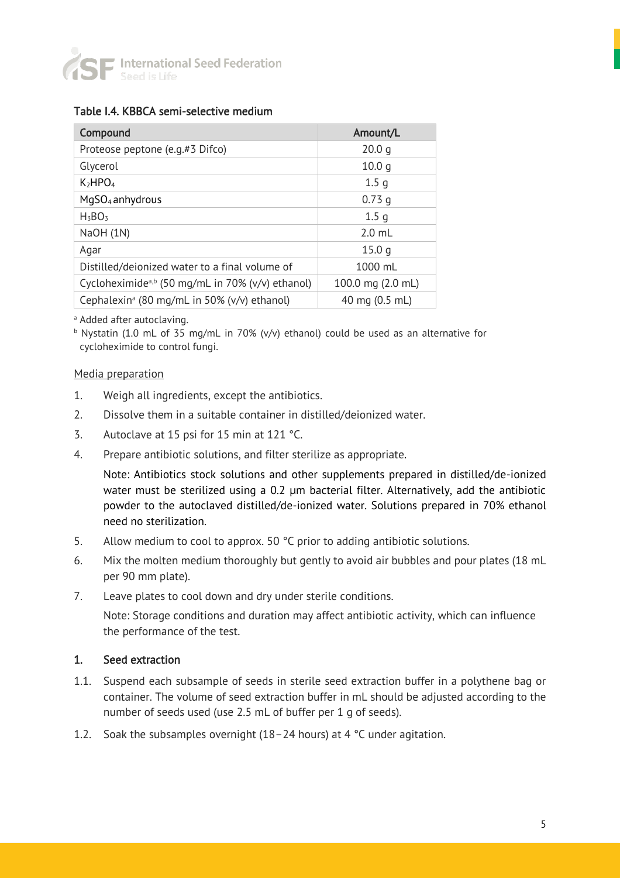#### Table I.4. KBBCA semi-selective medium

| Compound | Amount/L |
|---|---|
| Proteose peptone (e.g.#3 Difco) | 20.0 g |
| Glycerol | 10.0 g |
| $K_2HPO_4$ | 1.5 g |
| $MgSO_4$ anhydrous | 0.73 g |
| $H_3BO_3$ | 1.5 g |
| NaOH (1N) | 2.0 mL |
| Agar | 15.0 g |
| Distilled/deionized water to a final volume of | 1000 mL |
| Cycloheximide[a,b] (50 mg/mL in 70% (v/v) ethanol) | 100.0 mg (2.0 mL) |
| Cephalexin[a] (80 mg/mL in 50% (v/v) ethanol) | 40 mg (0.5 mL) |

[a] Added after autoclaving.

[b] Nystatin (1.0 mL of 35 mg/mL in 70% (v/v) ethanol) could be used as an alternative for cycloheximide to control fungi.

Media preparation

1. Weigh all ingredients, except the antibiotics.
2. Dissolve them in a suitable container in distilled/deionized water.
3. Autoclave at 15 psi for 15 min at 121 °C.
4. Prepare antibiotic solutions, and filter sterilize as appropriate.

   Note: Antibiotics stock solutions and other supplements prepared in distilled/de-ionized water must be sterilized using a 0.2 µm bacterial filter. Alternatively, add the antibiotic powder to the autoclaved distilled/de-ionized water. Solutions prepared in 70% ethanol need no sterilization.
5. Allow medium to cool to approx. 50 °C prior to adding antibiotic solutions.
6. Mix the molten medium thoroughly but gently to avoid air bubbles and pour plates (18 mL per 90 mm plate).
7. Leave plates to cool down and dry under sterile conditions.

   Note: Storage conditions and duration may affect antibiotic activity, which can influence the performance of the test.

#### 1. Seed extraction

1.1. Suspend each subsample of seeds in sterile seed extraction buffer in a polythene bag or container. The volume of seed extraction buffer in mL should be adjusted according to the number of seeds used (use 2.5 mL of buffer per 1 g of seeds).

1.2. Soak the subsamples overnight (18–24 hours) at 4 °C under agitation.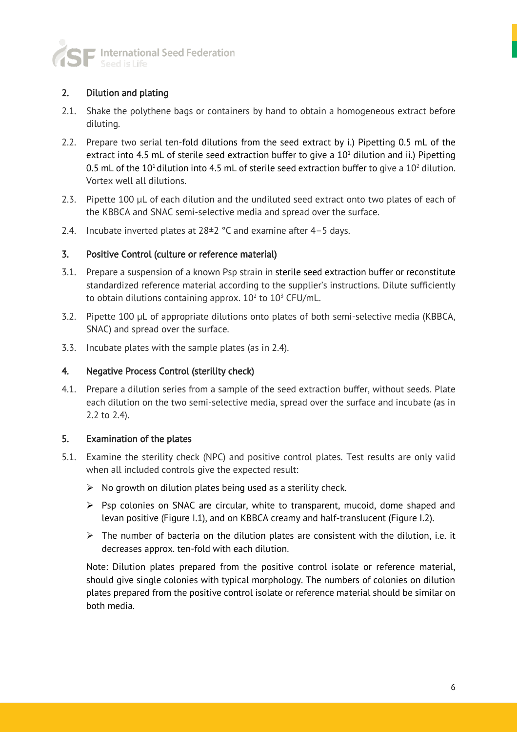## 2. Dilution and plating

2.1. Shake the polythene bags or containers by hand to obtain a homogeneous extract before diluting.

2.2. Prepare two serial ten-fold dilutions from the seed extract by i.) Pipetting 0.5 mL of the extract into 4.5 mL of sterile seed extraction buffer to give a $10^1$ dilution and ii.) Pipetting 0.5 mL of the $10^1$ dilution into 4.5 mL of sterile seed extraction buffer to give a $10^2$ dilution. Vortex well all dilutions.

2.3. Pipette 100 µL of each dilution and the undiluted seed extract onto two plates of each of the KBBCA and SNAC semi-selective media and spread over the surface.

2.4. Incubate inverted plates at 28±2 °C and examine after 4–5 days.

## 3. Positive Control (culture or reference material)

3.1. Prepare a suspension of a known Psp strain in sterile seed extraction buffer or reconstitute standardized reference material according to the supplier's instructions. Dilute sufficiently to obtain dilutions containing approx. $10^2$ to $10^3$ CFU/mL.

3.2. Pipette 100 µL of appropriate dilutions onto plates of both semi-selective media (KBBCA, SNAC) and spread over the surface.

3.3. Incubate plates with the sample plates (as in 2.4).

## 4. Negative Process Control (sterility check)

4.1. Prepare a dilution series from a sample of the seed extraction buffer, without seeds. Plate each dilution on the two semi-selective media, spread over the surface and incubate (as in 2.2 to 2.4).

## 5. Examination of the plates

5.1. Examine the sterility check (NPC) and positive control plates. Test results are only valid when all included controls give the expected result:

- No growth on dilution plates being used as a sterility check.
- Psp colonies on SNAC are circular, white to transparent, mucoid, dome shaped and levan positive (Figure I.1), and on KBBCA creamy and half-translucent (Figure I.2).
- The number of bacteria on the dilution plates are consistent with the dilution, i.e. it decreases approx. ten-fold with each dilution.

Note: Dilution plates prepared from the positive control isolate or reference material, should give single colonies with typical morphology. The numbers of colonies on dilution plates prepared from the positive control isolate or reference material should be similar on both media.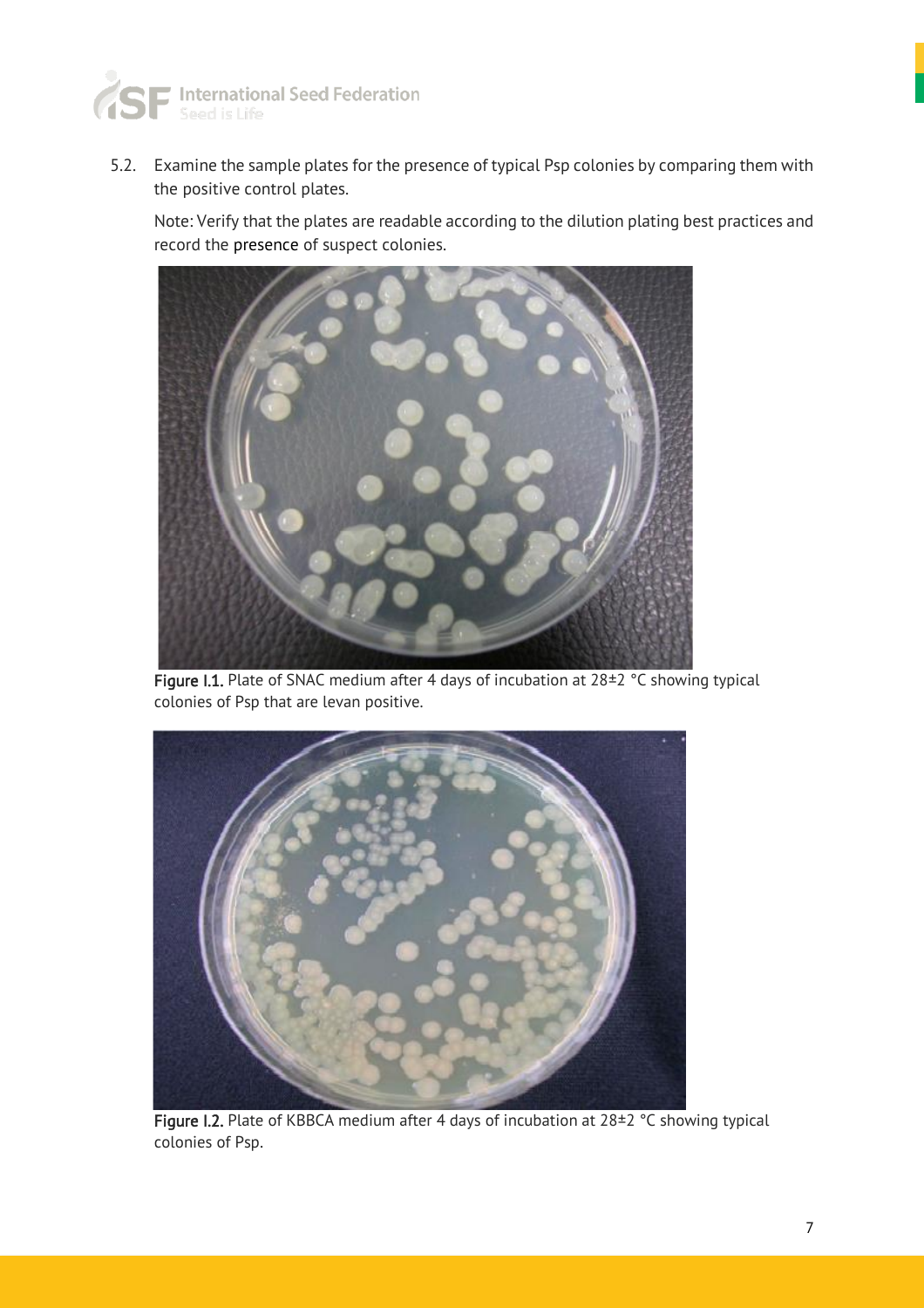5.2. Examine the sample plates for the presence of typical Psp colonies by comparing them with the positive control plates.

Note: Verify that the plates are readable according to the dilution plating best practices and record the presence of suspect colonies.

Figure I.1. Plate of SNAC medium after 4 days of incubation at 28±2 °C showing typical colonies of Psp that are levan positive.

Figure I.2. Plate of KBBCA medium after 4 days of incubation at 28±2 °C showing typical colonies of Psp.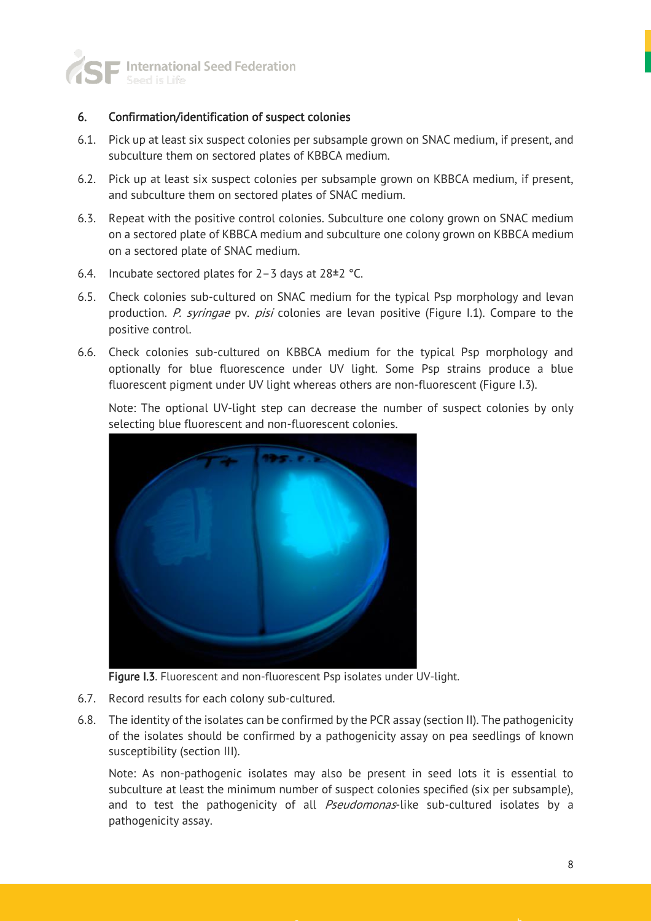## 6. Confirmation/identification of suspect colonies

6.1. Pick up at least six suspect colonies per subsample grown on SNAC medium, if present, and subculture them on sectored plates of KBBCA medium.

6.2. Pick up at least six suspect colonies per subsample grown on KBBCA medium, if present, and subculture them on sectored plates of SNAC medium.

6.3. Repeat with the positive control colonies. Subculture one colony grown on SNAC medium on a sectored plate of KBBCA medium and subculture one colony grown on KBBCA medium on a sectored plate of SNAC medium.

6.4. Incubate sectored plates for 2–3 days at 28±2 °C.

6.5. Check colonies sub-cultured on SNAC medium for the typical Psp morphology and levan production. *P. syringae* pv. *pisi* colonies are levan positive (Figure I.1). Compare to the positive control.

6.6. Check colonies sub-cultured on KBBCA medium for the typical Psp morphology and optionally for blue fluorescence under UV light. Some Psp strains produce a blue fluorescent pigment under UV light whereas others are non-fluorescent (Figure I.3).

Note: The optional UV-light step can decrease the number of suspect colonies by only selecting blue fluorescent and non-fluorescent colonies.

**Figure I.3**. Fluorescent and non-fluorescent Psp isolates under UV-light.

6.7. Record results for each colony sub-cultured.

6.8. The identity of the isolates can be confirmed by the PCR assay (section II). The pathogenicity of the isolates should be confirmed by a pathogenicity assay on pea seedlings of known susceptibility (section III).

Note: As non-pathogenic isolates may also be present in seed lots it is essential to subculture at least the minimum number of suspect colonies specified (six per subsample), and to test the pathogenicity of all *Pseudomonas*-like sub-cultured isolates by a pathogenicity assay.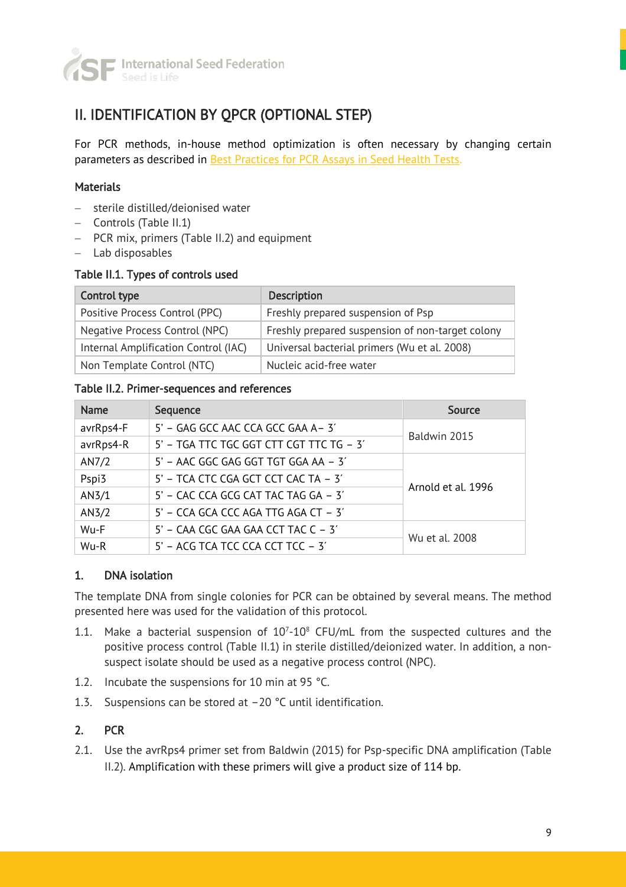## II. IDENTIFICATION BY QPCR (OPTIONAL STEP)

For PCR methods, in-house method optimization is often necessary by changing certain parameters as described in Best Practices for PCR Assays in Seed Health Tests.

### Materials

- sterile distilled/deionised water
- Controls (Table II.1)
- PCR mix, primers (Table II.2) and equipment
- Lab disposables

**Table II.1. Types of controls used**

| Control type | Description |
|---|---|
| Positive Process Control (PPC) | Freshly prepared suspension of Psp |
| Negative Process Control (NPC) | Freshly prepared suspension of non-target colony |
| Internal Amplification Control (IAC) | Universal bacterial primers (Wu et al. 2008) |
| Non Template Control (NTC) | Nucleic acid-free water |

**Table II.2. Primer-sequences and references**

| Name | Sequence | Source |
|---|---|---|
| avrRps4-F | 5' – GAG GCC AAC CCA GCC GAA A– 3′ | Baldwin 2015 |
| avrRps4-R | 5' – TGA TTC TGC GGT CTT CGT TTC TG – 3′ | |
| AN7/2 | 5' – AAC GGC GAG GGT TGT GGA AA – 3′ | Arnold et al. 1996 |
| Pspi3 | 5' – TCA CTC CGA GCT CCT CAC TA – 3′ | |
| AN3/1 | 5' – CAC CCA GCG CAT TAC TAG GA – 3′ | |
| AN3/2 | 5' – CCA GCA CCC AGA TTG AGA CT – 3′ | |
| Wu-F | 5' – CAA CGC GAA GAA CCT TAC C – 3′ | Wu et al. 2008 |
| Wu-R | 5' – ACG TCA TCC CCA CCT TCC – 3′ | |

### 1. DNA isolation

The template DNA from single colonies for PCR can be obtained by several means. The method presented here was used for the validation of this protocol.

1.1. Make a bacterial suspension of $10^7$-$10^8$ CFU/mL from the suspected cultures and the positive process control (Table II.1) in sterile distilled/deionized water. In addition, a non-suspect isolate should be used as a negative process control (NPC).

1.2. Incubate the suspensions for 10 min at 95 °C.

1.3. Suspensions can be stored at −20 °C until identification.

### 2. PCR

2.1. Use the avrRps4 primer set from Baldwin (2015) for Psp-specific DNA amplification (Table II.2). Amplification with these primers will give a product size of 114 bp.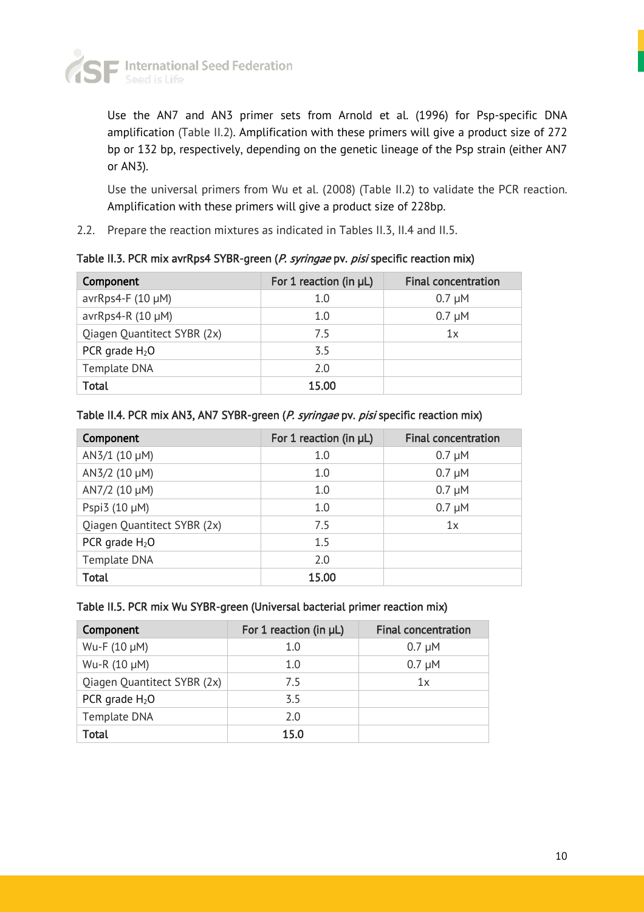Use the AN7 and AN3 primer sets from Arnold et al. (1996) for Psp-specific DNA amplification (Table II.2). Amplification with these primers will give a product size of 272 bp or 132 bp, respectively, depending on the genetic lineage of the Psp strain (either AN7 or AN3).

Use the universal primers from Wu et al. (2008) (Table II.2) to validate the PCR reaction. Amplification with these primers will give a product size of 228bp.

2.2. Prepare the reaction mixtures as indicated in Tables II.3, II.4 and II.5.

**Table II.3. PCR mix avrRps4 SYBR-green (*P. syringae* pv. *pisi* specific reaction mix)**

| Component | For 1 reaction (in µL) | Final concentration |
|---|---|---|
| avrRps4-F (10 µM) | 1.0 | 0.7 µM |
| avrRps4-R (10 µM) | 1.0 | 0.7 µM |
| Qiagen Quantitect SYBR (2x) | 7.5 | 1x |
| PCR grade $H_2O$ | 3.5 | |
| Template DNA | 2.0 | |
| **Total** | **15.00** | |

**Table II.4. PCR mix AN3, AN7 SYBR-green (*P. syringae* pv. *pisi* specific reaction mix)**

| Component | For 1 reaction (in µL) | Final concentration |
|---|---|---|
| AN3/1 (10 µM) | 1.0 | 0.7 µM |
| AN3/2 (10 µM) | 1.0 | 0.7 µM |
| AN7/2 (10 µM) | 1.0 | 0.7 µM |
| Pspi3 (10 µM) | 1.0 | 0.7 µM |
| Qiagen Quantitect SYBR (2x) | 7.5 | 1x |
| PCR grade $H_2O$ | 1.5 | |
| Template DNA | 2.0 | |
| **Total** | **15.00** | |

**Table II.5. PCR mix Wu SYBR-green (Universal bacterial primer reaction mix)**

| Component | For 1 reaction (in µL) | Final concentration |
|---|---|---|
| Wu-F (10 µM) | 1.0 | 0.7 µM |
| Wu-R (10 µM) | 1.0 | 0.7 µM |
| Qiagen Quantitect SYBR (2x) | 7.5 | 1x |
| PCR grade $H_2O$ | 3.5 | |
| Template DNA | 2.0 | |
| **Total** | **15.0** | |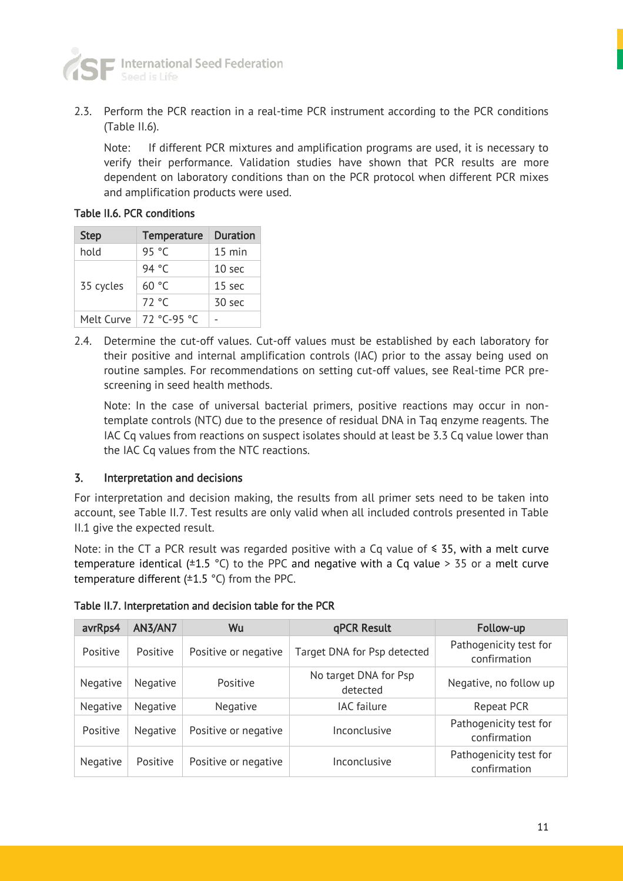2.3. Perform the PCR reaction in a real-time PCR instrument according to the PCR conditions (Table II.6).

Note: If different PCR mixtures and amplification programs are used, it is necessary to verify their performance. Validation studies have shown that PCR results are more dependent on laboratory conditions than on the PCR protocol when different PCR mixes and amplification products were used.

**Table II.6. PCR conditions**

| Step | Temperature | Duration |
|---|---|---|
| hold | 95 °C | 15 min |
| 35 cycles | 94 °C | 10 sec |
| | 60 °C | 15 sec |
| | 72 °C | 30 sec |
| Melt Curve | 72 °C-95 °C | - |

2.4. Determine the cut-off values. Cut-off values must be established by each laboratory for their positive and internal amplification controls (IAC) prior to the assay being used on routine samples. For recommendations on setting cut-off values, see Real-time PCR pre-screening in seed health methods.

Note: In the case of universal bacterial primers, positive reactions may occur in non-template controls (NTC) due to the presence of residual DNA in Taq enzyme reagents. The IAC Cq values from reactions on suspect isolates should at least be 3.3 Cq value lower than the IAC Cq values from the NTC reactions.

## 3. Interpretation and decisions

For interpretation and decision making, the results from all primer sets need to be taken into account, see Table II.7. Test results are only valid when all included controls presented in Table II.1 give the expected result.

Note: in the CT a PCR result was regarded positive with a Cq value of ≤ 35, with a melt curve temperature identical (±1.5 °C) to the PPC and negative with a Cq value > 35 or a melt curve temperature different (±1.5 °C) from the PPC.

**Table II.7. Interpretation and decision table for the PCR**

| avrRps4 | AN3/AN7 | Wu | qPCR Result | Follow-up |
|---|---|---|---|---|
| Positive | Positive | Positive or negative | Target DNA for Psp detected | Pathogenicity test for confirmation |
| Negative | Negative | Positive | No target DNA for Psp detected | Negative, no follow up |
| Negative | Negative | Negative | IAC failure | Repeat PCR |
| Positive | Negative | Positive or negative | Inconclusive | Pathogenicity test for confirmation |
| Negative | Positive | Positive or negative | Inconclusive | Pathogenicity test for confirmation |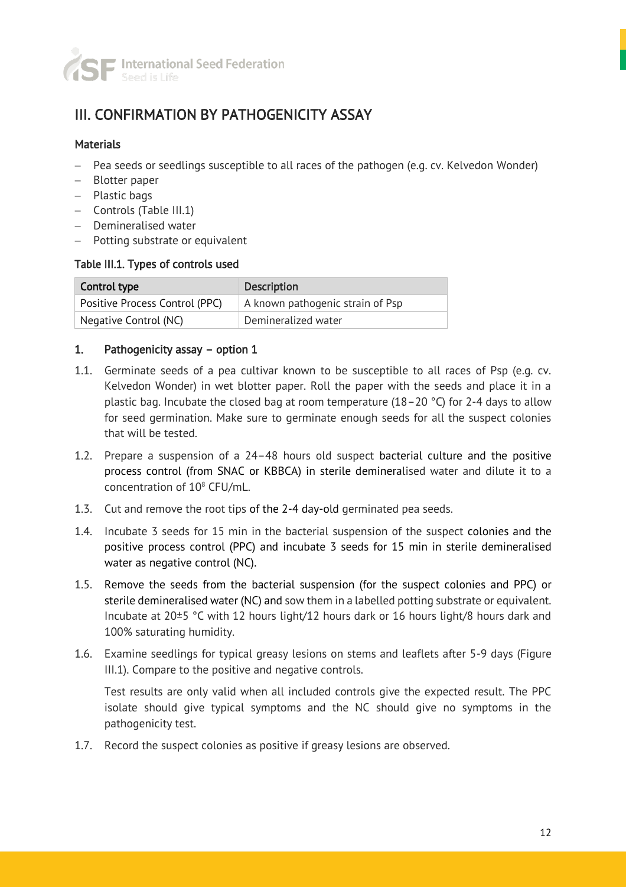## III. CONFIRMATION BY PATHOGENICITY ASSAY

### Materials

- Pea seeds or seedlings susceptible to all races of the pathogen (e.g. cv. Kelvedon Wonder)
- Blotter paper
- Plastic bags
- Controls (Table III.1)
- Demineralised water
- Potting substrate or equivalent

**Table III.1. Types of controls used**

| Control type | Description |
|---|---|
| Positive Process Control (PPC) | A known pathogenic strain of Psp |
| Negative Control (NC) | Demineralized water |

### 1. Pathogenicity assay – option 1

1.1. Germinate seeds of a pea cultivar known to be susceptible to all races of Psp (e.g. cv. Kelvedon Wonder) in wet blotter paper. Roll the paper with the seeds and place it in a plastic bag. Incubate the closed bag at room temperature (18–20 °C) for 2-4 days to allow for seed germination. Make sure to germinate enough seeds for all the suspect colonies that will be tested.

1.2. Prepare a suspension of a 24–48 hours old suspect bacterial culture and the positive process control (from SNAC or KBBCA) in sterile demineralised water and dilute it to a concentration of $10^8$ CFU/mL.

1.3. Cut and remove the root tips of the 2-4 day-old germinated pea seeds.

1.4. Incubate 3 seeds for 15 min in the bacterial suspension of the suspect colonies and the positive process control (PPC) and incubate 3 seeds for 15 min in sterile demineralised water as negative control (NC).

1.5. Remove the seeds from the bacterial suspension (for the suspect colonies and PPC) or sterile demineralised water (NC) and sow them in a labelled potting substrate or equivalent. Incubate at 20±5 °C with 12 hours light/12 hours dark or 16 hours light/8 hours dark and 100% saturating humidity.

1.6. Examine seedlings for typical greasy lesions on stems and leaflets after 5-9 days (Figure III.1). Compare to the positive and negative controls.

Test results are only valid when all included controls give the expected result. The PPC isolate should give typical symptoms and the NC should give no symptoms in the pathogenicity test.

1.7. Record the suspect colonies as positive if greasy lesions are observed.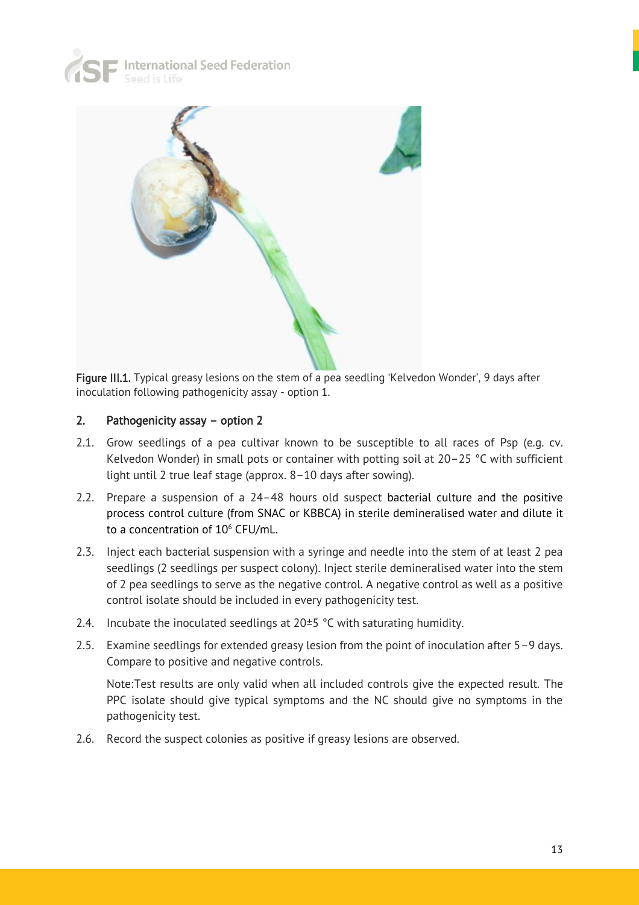Figure III.1. Typical greasy lesions on the stem of a pea seedling 'Kelvedon Wonder', 9 days after inoculation following pathogenicity assay - option 1.

## 2. Pathogenicity assay – option 2

2.1. Grow seedlings of a pea cultivar known to be susceptible to all races of Psp (e.g. cv. Kelvedon Wonder) in small pots or container with potting soil at 20–25 °C with sufficient light until 2 true leaf stage (approx. 8–10 days after sowing).

2.2. Prepare a suspension of a 24–48 hours old suspect bacterial culture and the positive process control culture (from SNAC or KBBCA) in sterile demineralised water and dilute it to a concentration of $10^6$ CFU/mL.

2.3. Inject each bacterial suspension with a syringe and needle into the stem of at least 2 pea seedlings (2 seedlings per suspect colony). Inject sterile demineralised water into the stem of 2 pea seedlings to serve as the negative control. A negative control as well as a positive control isolate should be included in every pathogenicity test.

2.4. Incubate the inoculated seedlings at 20±5 °C with saturating humidity.

2.5. Examine seedlings for extended greasy lesion from the point of inoculation after 5–9 days. Compare to positive and negative controls.

Note:Test results are only valid when all included controls give the expected result. The PPC isolate should give typical symptoms and the NC should give no symptoms in the pathogenicity test.

2.6. Record the suspect colonies as positive if greasy lesions are observed.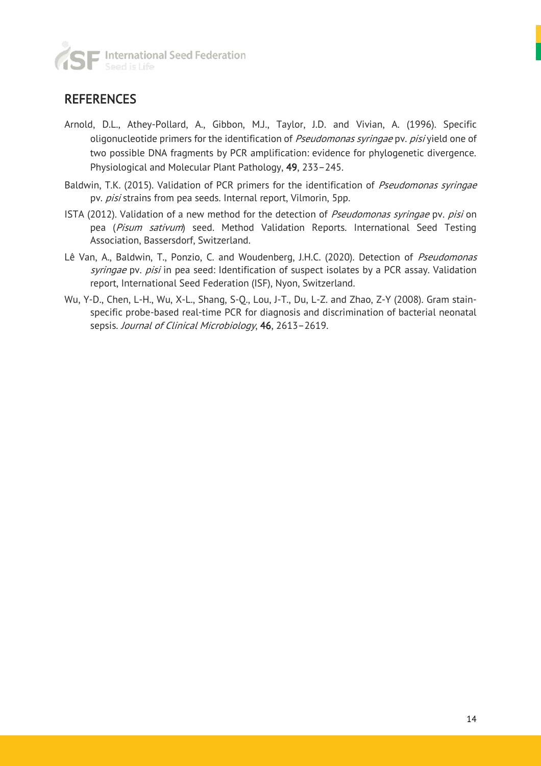## REFERENCES

Arnold, D.L., Athey-Pollard, A., Gibbon, M.J., Taylor, J.D. and Vivian, A. (1996). Specific oligonucleotide primers for the identification of *Pseudomonas syringae* pv. *pisi* yield one of two possible DNA fragments by PCR amplification: evidence for phylogenetic divergence. Physiological and Molecular Plant Pathology, **49**, 233–245.

Baldwin, T.K. (2015). Validation of PCR primers for the identification of *Pseudomonas syringae* pv. *pisi* strains from pea seeds. Internal report, Vilmorin, 5pp.

ISTA (2012). Validation of a new method for the detection of *Pseudomonas syringae* pv. *pisi* on pea (*Pisum sativum*) seed. Method Validation Reports. International Seed Testing Association, Bassersdorf, Switzerland.

Lê Van, A., Baldwin, T., Ponzio, C. and Woudenberg, J.H.C. (2020). Detection of *Pseudomonas syringae* pv. *pisi* in pea seed: Identification of suspect isolates by a PCR assay. Validation report, International Seed Federation (ISF), Nyon, Switzerland.

Wu, Y-D., Chen, L-H., Wu, X-L., Shang, S-Q., Lou, J-T., Du, L-Z. and Zhao, Z-Y (2008). Gram stain-specific probe-based real-time PCR for diagnosis and discrimination of bacterial neonatal sepsis. *Journal of Clinical Microbiology*, **46**, 2613–2619.